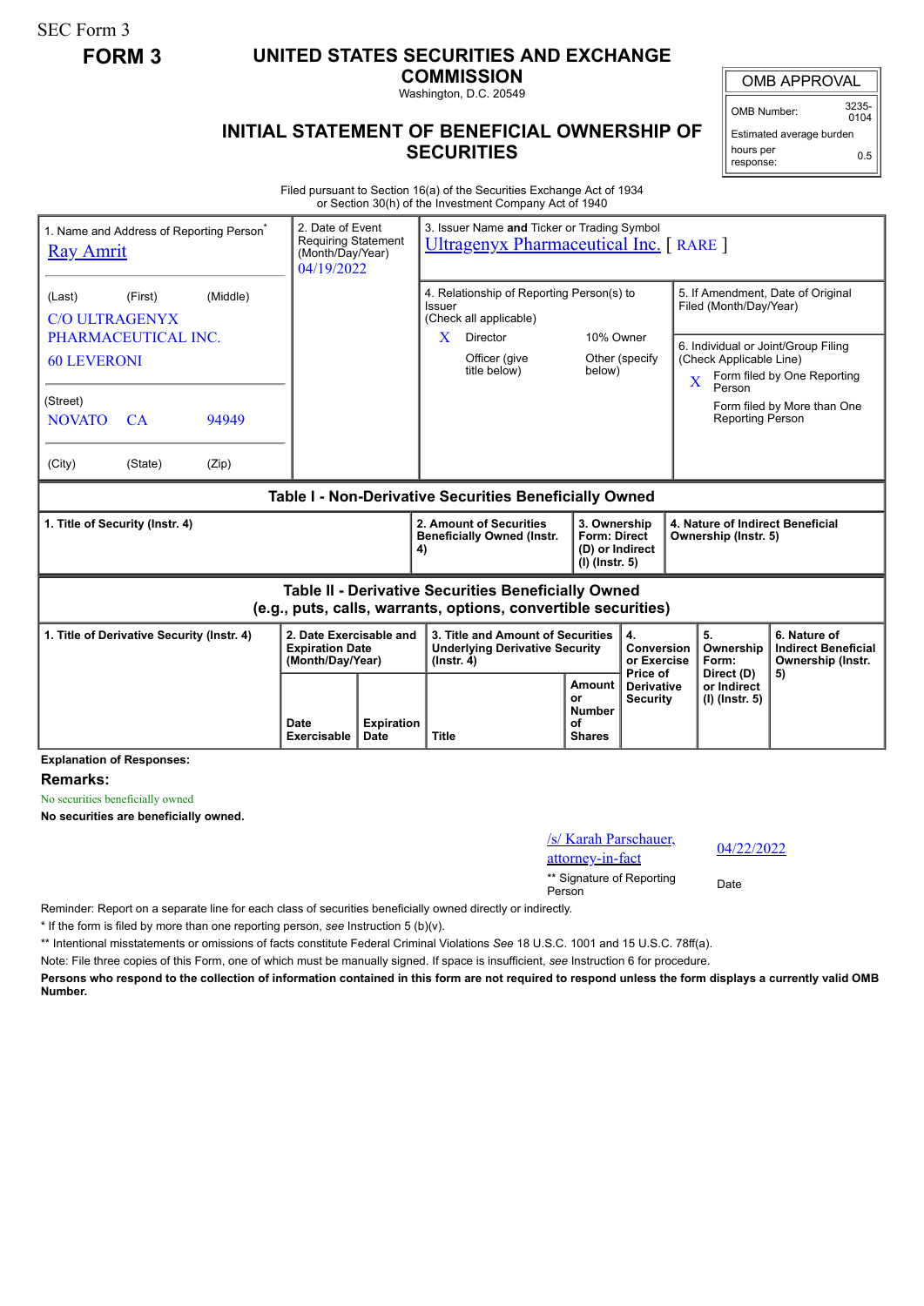SEC Form 3

**FORM 3**

# UNITED STATES SECURITIES AND EXCHANGE COMMISSION

Washington, D.C. 20549

## INITIAL STATEMENT OF BENEFICIAL OWNERSHIP OF SECURITIES

| OMB APPROVAL | |
|---|---|
| OMB Number: | 3235-0104 |
| Estimated average burden hours per response: | 0.5 |

Filed pursuant to Section 16(a) of the Securities Exchange Act of 1934 or Section 30(h) of the Investment Company Act of 1940

| 1. Name and Address of Reporting Person* | 2. Date of Event Requiring Statement (Month/Day/Year) | 3. Issuer Name and Ticker or Trading Symbol |
|---|---|---|
| Ray Amrit | 04/19/2022 | Ultragenyx Pharmaceutical Inc. [ RARE ] |
| (Last) (First) (Middle) C/O ULTRAGENYX PHARMACEUTICAL INC. 60 LEVERONI | | 4. Relationship of Reporting Person(s) to Issuer (Check all applicable) X Director ___ 10% Owner ___ Officer (give title below) ___ Other (specify below) |
| (Street) NOVATO CA 94949 | | 5. If Amendment, Date of Original Filed (Month/Day/Year) |
| (City) (State) (Zip) | | 6. Individual or Joint/Group Filing (Check Applicable Line) X Form filed by One Reporting Person ___ Form filed by More than One Reporting Person |

### Table I - Non-Derivative Securities Beneficially Owned

| 1. Title of Security (Instr. 4) | 2. Amount of Securities Beneficially Owned (Instr. 4) | 3. Ownership Form: Direct (D) or Indirect (I) (Instr. 5) | 4. Nature of Indirect Beneficial Ownership (Instr. 5) |
|---|---|---|---|

### Table II - Derivative Securities Beneficially Owned (e.g., puts, calls, warrants, options, convertible securities)

| 1. Title of Derivative Security (Instr. 4) | 2. Date Exercisable and Expiration Date (Month/Day/Year) | | 3. Title and Amount of Securities Underlying Derivative Security (Instr. 4) | | 4. Conversion or Exercise Price of Derivative Security | 5. Ownership Form: Direct (D) or Indirect (I) (Instr. 5) | 6. Nature of Indirect Beneficial Ownership (Instr. 5) |
|---|---|---|---|---|---|---|---|
| | Date Exercisable | Expiration Date | Title | Amount or Number of Shares | | | |

**Explanation of Responses:**

**Remarks:**

No securities beneficially owned

**No securities are beneficially owned.**

| /s/ Karah Parschauer, attorney-in-fact | 04/22/2022 |
|---|---|
| ** Signature of Reporting Person | Date |

Reminder: Report on a separate line for each class of securities beneficially owned directly or indirectly.

\* If the form is filed by more than one reporting person, *see* Instruction 5 (b)(v).

** Intentional misstatements or omissions of facts constitute Federal Criminal Violations *See* 18 U.S.C. 1001 and 15 U.S.C. 78ff(a).

Note: File three copies of this Form, one of which must be manually signed. If space is insufficient, *see* Instruction 6 for procedure.

**Persons who respond to the collection of information contained in this form are not required to respond unless the form displays a currently valid OMB Number.**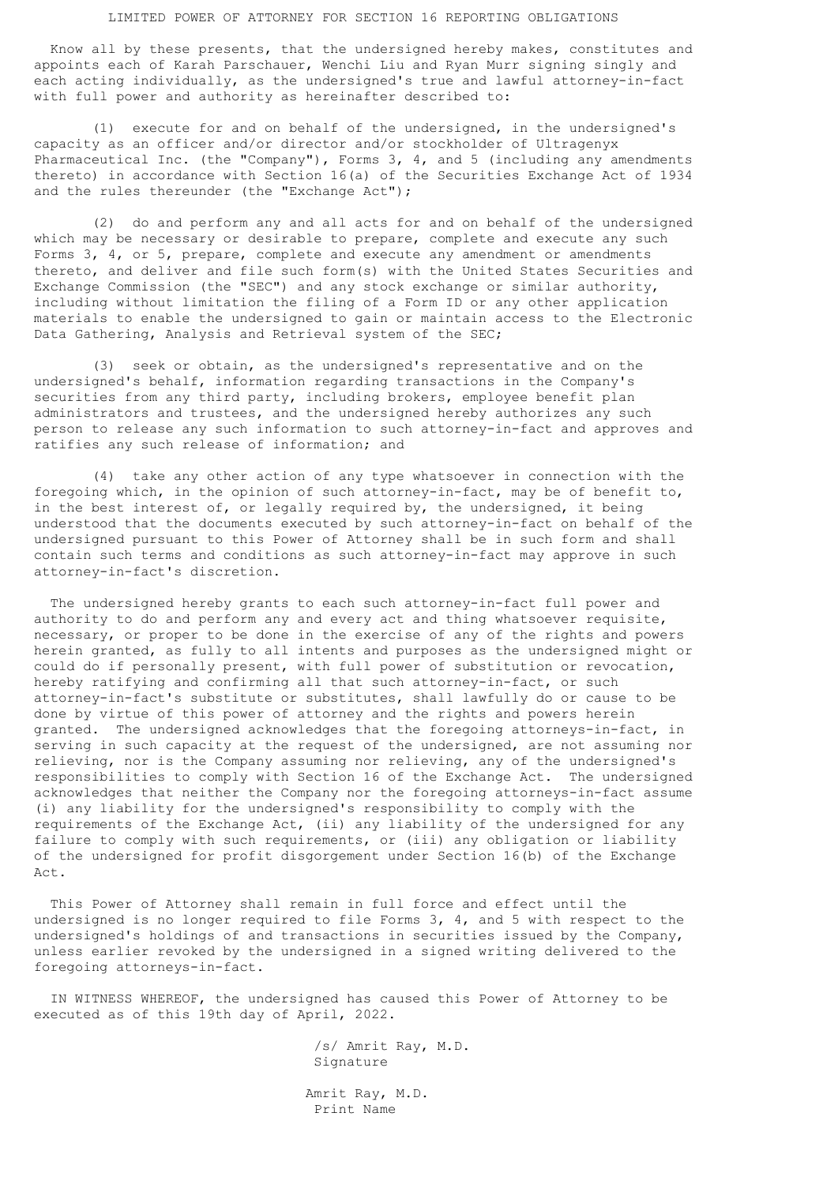# LIMITED POWER OF ATTORNEY FOR SECTION 16 REPORTING OBLIGATIONS

Know all by these presents, that the undersigned hereby makes, constitutes and appoints each of Karah Parschauer, Wenchi Liu and Ryan Murr signing singly and each acting individually, as the undersigned's true and lawful attorney-in-fact with full power and authority as hereinafter described to:

(1) execute for and on behalf of the undersigned, in the undersigned's capacity as an officer and/or director and/or stockholder of Ultragenyx Pharmaceutical Inc. (the "Company"), Forms 3, 4, and 5 (including any amendments thereto) in accordance with Section 16(a) of the Securities Exchange Act of 1934 and the rules thereunder (the "Exchange Act");

(2) do and perform any and all acts for and on behalf of the undersigned which may be necessary or desirable to prepare, complete and execute any such Forms 3, 4, or 5, prepare, complete and execute any amendment or amendments thereto, and deliver and file such form(s) with the United States Securities and Exchange Commission (the "SEC") and any stock exchange or similar authority, including without limitation the filing of a Form ID or any other application materials to enable the undersigned to gain or maintain access to the Electronic Data Gathering, Analysis and Retrieval system of the SEC;

(3) seek or obtain, as the undersigned's representative and on the undersigned's behalf, information regarding transactions in the Company's securities from any third party, including brokers, employee benefit plan administrators and trustees, and the undersigned hereby authorizes any such person to release any such information to such attorney-in-fact and approves and ratifies any such release of information; and

(4) take any other action of any type whatsoever in connection with the foregoing which, in the opinion of such attorney-in-fact, may be of benefit to, in the best interest of, or legally required by, the undersigned, it being understood that the documents executed by such attorney-in-fact on behalf of the undersigned pursuant to this Power of Attorney shall be in such form and shall contain such terms and conditions as such attorney-in-fact may approve in such attorney-in-fact's discretion.

The undersigned hereby grants to each such attorney-in-fact full power and authority to do and perform any and every act and thing whatsoever requisite, necessary, or proper to be done in the exercise of any of the rights and powers herein granted, as fully to all intents and purposes as the undersigned might or could do if personally present, with full power of substitution or revocation, hereby ratifying and confirming all that such attorney-in-fact, or such attorney-in-fact's substitute or substitutes, shall lawfully do or cause to be done by virtue of this power of attorney and the rights and powers herein granted. The undersigned acknowledges that the foregoing attorneys-in-fact, in serving in such capacity at the request of the undersigned, are not assuming nor relieving, nor is the Company assuming nor relieving, any of the undersigned's responsibilities to comply with Section 16 of the Exchange Act. The undersigned acknowledges that neither the Company nor the foregoing attorneys-in-fact assume (i) any liability for the undersigned's responsibility to comply with the requirements of the Exchange Act, (ii) any liability of the undersigned for any failure to comply with such requirements, or (iii) any obligation or liability of the undersigned for profit disgorgement under Section 16(b) of the Exchange Act.

This Power of Attorney shall remain in full force and effect until the undersigned is no longer required to file Forms 3, 4, and 5 with respect to the undersigned's holdings of and transactions in securities issued by the Company, unless earlier revoked by the undersigned in a signed writing delivered to the foregoing attorneys-in-fact.

IN WITNESS WHEREOF, the undersigned has caused this Power of Attorney to be executed as of this 19th day of April, 2022.

/s/ Amrit Ray, M.D.
Signature

Amrit Ray, M.D.
Print Name